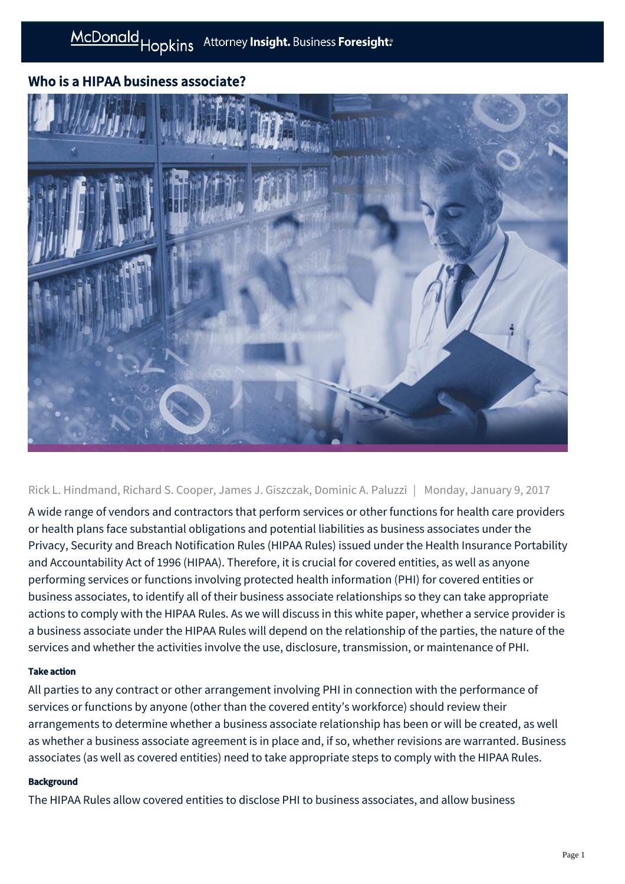# Who is a HIPAA business associate?

Rick L. Hindmand, Richard S. Cooper, James J. Giszczak, Dominic A. Paluzzi | Monday, January 9, 2017

A wide range of vendors and contractors that perform services or other functions for health care providers or health plans face substantial obligations and potential liabilities as business associates under the Privacy, Security and Breach Notification Rules (HIPAA Rules) issued under the Health Insurance Portability and Accountability Act of 1996 (HIPAA). Therefore, it is crucial for covered entities, as well as anyone performing services or functions involving protected health information (PHI) for covered entities or business associates, to identify all of their business associate relationships so they can take appropriate actions to comply with the HIPAA Rules. As we will discuss in this white paper, whether a service provider is a business associate under the HIPAA Rules will depend on the relationship of the parties, the nature of the services and whether the activities involve the use, disclosure, transmission, or maintenance of PHI.

**Take action**

All parties to any contract or other arrangement involving PHI in connection with the performance of services or functions by anyone (other than the covered entity's workforce) should review their arrangements to determine whether a business associate relationship has been or will be created, as well as whether a business associate agreement is in place and, if so, whether revisions are warranted. Business associates (as well as covered entities) need to take appropriate steps to comply with the HIPAA Rules.

**Background**

The HIPAA Rules allow covered entities to disclose PHI to business associates, and allow business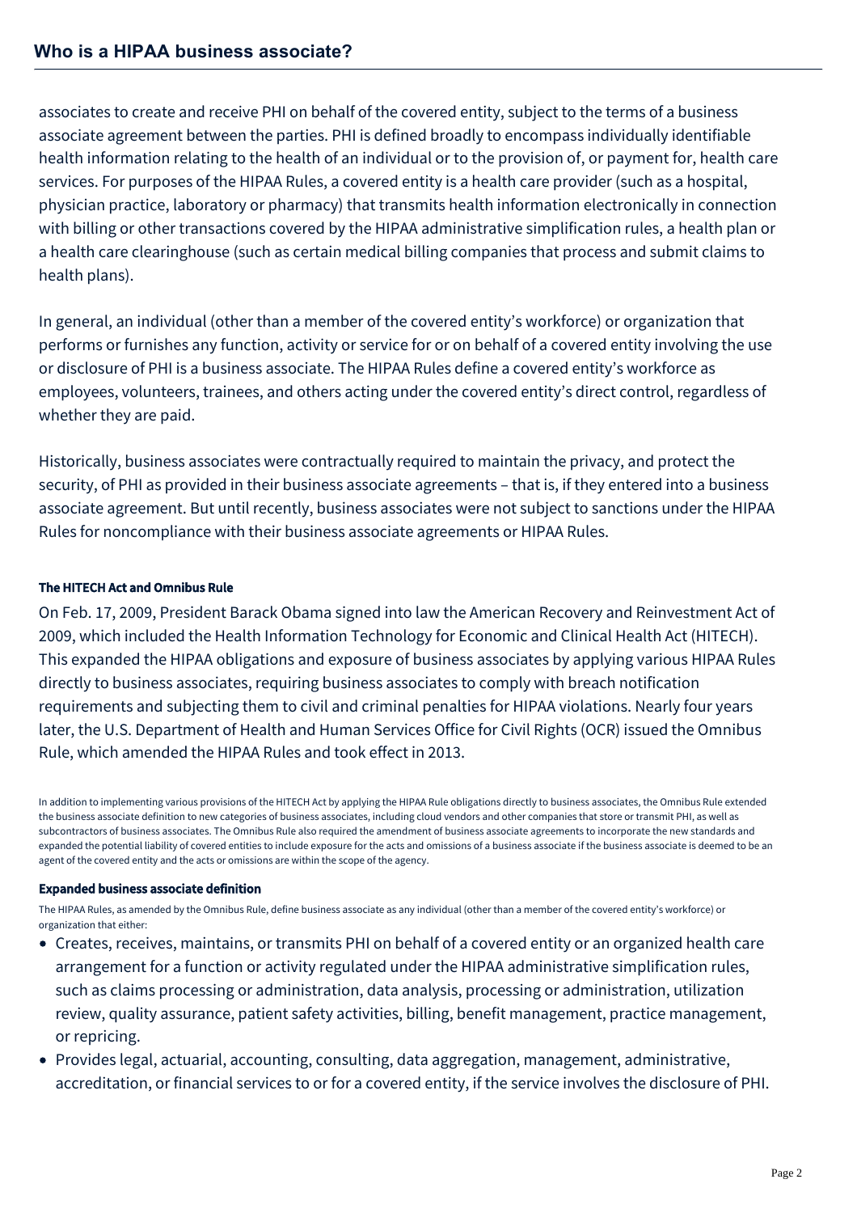associates to create and receive PHI on behalf of the covered entity, subject to the terms of a business associate agreement between the parties. PHI is defined broadly to encompass individually identifiable health information relating to the health of an individual or to the provision of, or payment for, health care services. For purposes of the HIPAA Rules, a covered entity is a health care provider (such as a hospital, physician practice, laboratory or pharmacy) that transmits health information electronically in connection with billing or other transactions covered by the HIPAA administrative simplification rules, a health plan or a health care clearinghouse (such as certain medical billing companies that process and submit claims to health plans).

In general, an individual (other than a member of the covered entity's workforce) or organization that performs or furnishes any function, activity or service for or on behalf of a covered entity involving the use or disclosure of PHI is a business associate. The HIPAA Rules define a covered entity's workforce as employees, volunteers, trainees, and others acting under the covered entity's direct control, regardless of whether they are paid.

Historically, business associates were contractually required to maintain the privacy, and protect the security, of PHI as provided in their business associate agreements – that is, if they entered into a business associate agreement. But until recently, business associates were not subject to sanctions under the HIPAA Rules for noncompliance with their business associate agreements or HIPAA Rules.

#### The HITECH Act and Omnibus Rule

On Feb. 17, 2009, President Barack Obama signed into law the American Recovery and Reinvestment Act of 2009, which included the Health Information Technology for Economic and Clinical Health Act (HITECH). This expanded the HIPAA obligations and exposure of business associates by applying various HIPAA Rules directly to business associates, requiring business associates to comply with breach notification requirements and subjecting them to civil and criminal penalties for HIPAA violations. Nearly four years later, the U.S. Department of Health and Human Services Office for Civil Rights (OCR) issued the Omnibus Rule, which amended the HIPAA Rules and took effect in 2013.

In addition to implementing various provisions of the HITECH Act by applying the HIPAA Rule obligations directly to business associates, the Omnibus Rule extended the business associate definition to new categories of business associates, including cloud vendors and other companies that store or transmit PHI, as well as subcontractors of business associates. The Omnibus Rule also required the amendment of business associate agreements to incorporate the new standards and expanded the potential liability of covered entities to include exposure for the acts and omissions of a business associate if the business associate is deemed to be an agent of the covered entity and the acts or omissions are within the scope of the agency.

#### Expanded business associate definition

The HIPAA Rules, as amended by the Omnibus Rule, define business associate as any individual (other than a member of the covered entity's workforce) or organization that either:

- Creates, receives, maintains, or transmits PHI on behalf of a covered entity or an organized health care arrangement for a function or activity regulated under the HIPAA administrative simplification rules, such as claims processing or administration, data analysis, processing or administration, utilization review, quality assurance, patient safety activities, billing, benefit management, practice management, or repricing.
- Provides legal, actuarial, accounting, consulting, data aggregation, management, administrative, accreditation, or financial services to or for a covered entity, if the service involves the disclosure of PHI.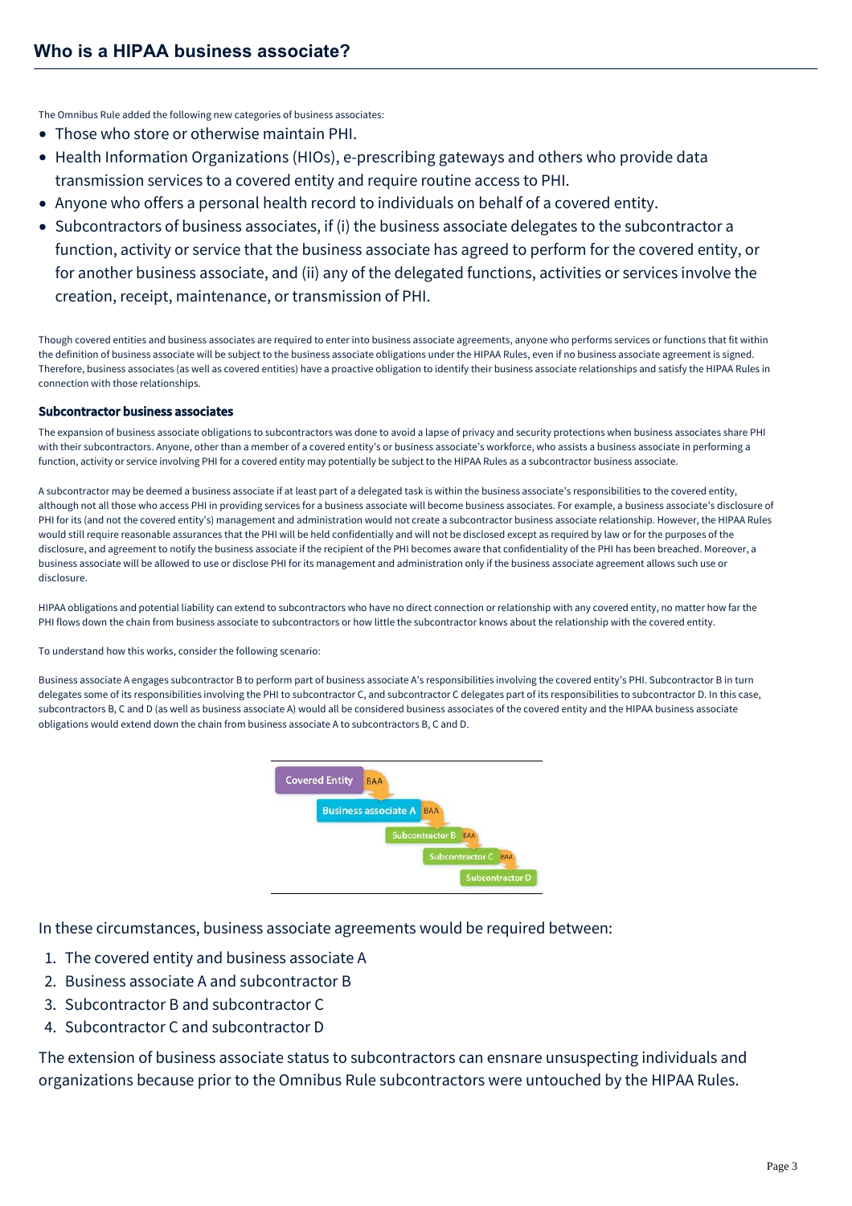## Who is a HIPAA business associate?

The Omnibus Rule added the following new categories of business associates:

- Those who store or otherwise maintain PHI.
- Health Information Organizations (HIOs), e-prescribing gateways and others who provide data transmission services to a covered entity and require routine access to PHI.
- Anyone who offers a personal health record to individuals on behalf of a covered entity.
- Subcontractors of business associates, if (i) the business associate delegates to the subcontractor a function, activity or service that the business associate has agreed to perform for the covered entity, or for another business associate, and (ii) any of the delegated functions, activities or services involve the creation, receipt, maintenance, or transmission of PHI.

Though covered entities and business associates are required to enter into business associate agreements, anyone who performs services or functions that fit within the definition of business associate will be subject to the business associate obligations under the HIPAA Rules, even if no business associate agreement is signed. Therefore, business associates (as well as covered entities) have a proactive obligation to identify their business associate relationships and satisfy the HIPAA Rules in connection with those relationships.

### Subcontractor business associates

The expansion of business associate obligations to subcontractors was done to avoid a lapse of privacy and security protections when business associates share PHI with their subcontractors. Anyone, other than a member of a covered entity's or business associate's workforce, who assists a business associate in performing a function, activity or service involving PHI for a covered entity may potentially be subject to the HIPAA Rules as a subcontractor business associate.

A subcontractor may be deemed a business associate if at least part of a delegated task is within the business associate's responsibilities to the covered entity, although not all those who access PHI in providing services for a business associate will become business associates. For example, a business associate's disclosure of PHI for its (and not the covered entity's) management and administration would not create a subcontractor business associate relationship. However, the HIPAA Rules would still require reasonable assurances that the PHI will be held confidentially and will not be disclosed except as required by law or for the purposes of the disclosure, and agreement to notify the business associate if the recipient of the PHI becomes aware that confidentiality of the PHI has been breached. Moreover, a business associate will be allowed to use or disclose PHI for its management and administration only if the business associate agreement allows such use or disclosure.

HIPAA obligations and potential liability can extend to subcontractors who have no direct connection or relationship with any covered entity, no matter how far the PHI flows down the chain from business associate to subcontractors or how little the subcontractor knows about the relationship with the covered entity.

To understand how this works, consider the following scenario:

Business associate A engages subcontractor B to perform part of business associate A's responsibilities involving the covered entity's PHI. Subcontractor B in turn delegates some of its responsibilities involving the PHI to subcontractor C, and subcontractor C delegates part of its responsibilities to subcontractor D. In this case, subcontractors B, C and D (as well as business associate A) would all be considered business associates of the covered entity and the HIPAA business associate obligations would extend down the chain from business associate A to subcontractors B, C and D.

Covered Entity → BAA → Business associate A → BAA → Subcontractor B → BAA → Subcontractor C → BAA → Subcontractor D

In these circumstances, business associate agreements would be required between:

1. The covered entity and business associate A
2. Business associate A and subcontractor B
3. Subcontractor B and subcontractor C
4. Subcontractor C and subcontractor D

The extension of business associate status to subcontractors can ensnare unsuspecting individuals and organizations because prior to the Omnibus Rule subcontractors were untouched by the HIPAA Rules.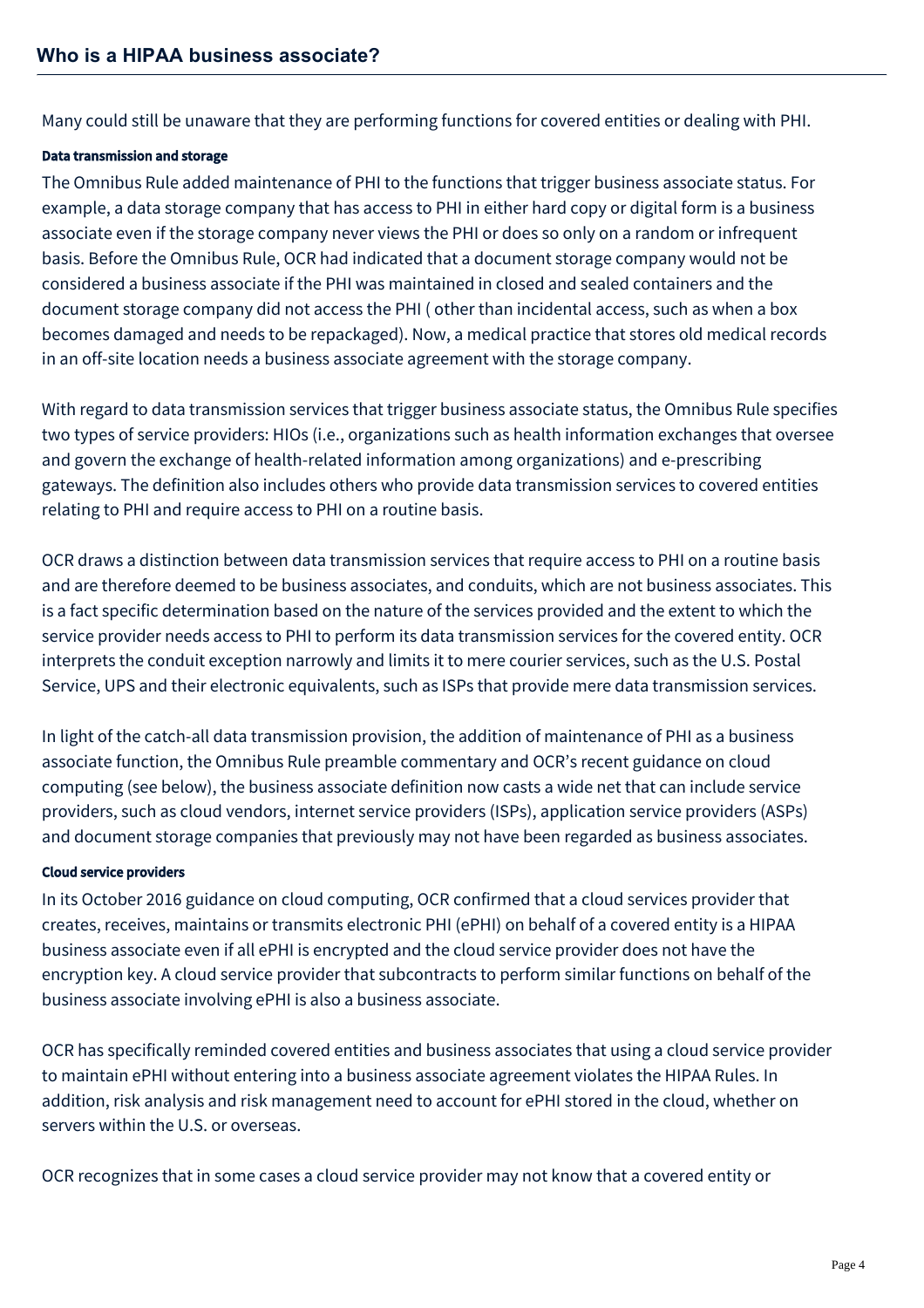Many could still be unaware that they are performing functions for covered entities or dealing with PHI.

#### Data transmission and storage

The Omnibus Rule added maintenance of PHI to the functions that trigger business associate status. For example, a data storage company that has access to PHI in either hard copy or digital form is a business associate even if the storage company never views the PHI or does so only on a random or infrequent basis. Before the Omnibus Rule, OCR had indicated that a document storage company would not be considered a business associate if the PHI was maintained in closed and sealed containers and the document storage company did not access the PHI ( other than incidental access, such as when a box becomes damaged and needs to be repackaged). Now, a medical practice that stores old medical records in an off-site location needs a business associate agreement with the storage company.

With regard to data transmission services that trigger business associate status, the Omnibus Rule specifies two types of service providers: HIOs (i.e., organizations such as health information exchanges that oversee and govern the exchange of health-related information among organizations) and e-prescribing gateways. The definition also includes others who provide data transmission services to covered entities relating to PHI and require access to PHI on a routine basis.

OCR draws a distinction between data transmission services that require access to PHI on a routine basis and are therefore deemed to be business associates, and conduits, which are not business associates. This is a fact specific determination based on the nature of the services provided and the extent to which the service provider needs access to PHI to perform its data transmission services for the covered entity. OCR interprets the conduit exception narrowly and limits it to mere courier services, such as the U.S. Postal Service, UPS and their electronic equivalents, such as ISPs that provide mere data transmission services.

In light of the catch-all data transmission provision, the addition of maintenance of PHI as a business associate function, the Omnibus Rule preamble commentary and OCR's recent guidance on cloud computing (see below), the business associate definition now casts a wide net that can include service providers, such as cloud vendors, internet service providers (ISPs), application service providers (ASPs) and document storage companies that previously may not have been regarded as business associates.

#### Cloud service providers

In its October 2016 guidance on cloud computing, OCR confirmed that a cloud services provider that creates, receives, maintains or transmits electronic PHI (ePHI) on behalf of a covered entity is a HIPAA business associate even if all ePHI is encrypted and the cloud service provider does not have the encryption key. A cloud service provider that subcontracts to perform similar functions on behalf of the business associate involving ePHI is also a business associate.

OCR has specifically reminded covered entities and business associates that using a cloud service provider to maintain ePHI without entering into a business associate agreement violates the HIPAA Rules. In addition, risk analysis and risk management need to account for ePHI stored in the cloud, whether on servers within the U.S. or overseas.

OCR recognizes that in some cases a cloud service provider may not know that a covered entity or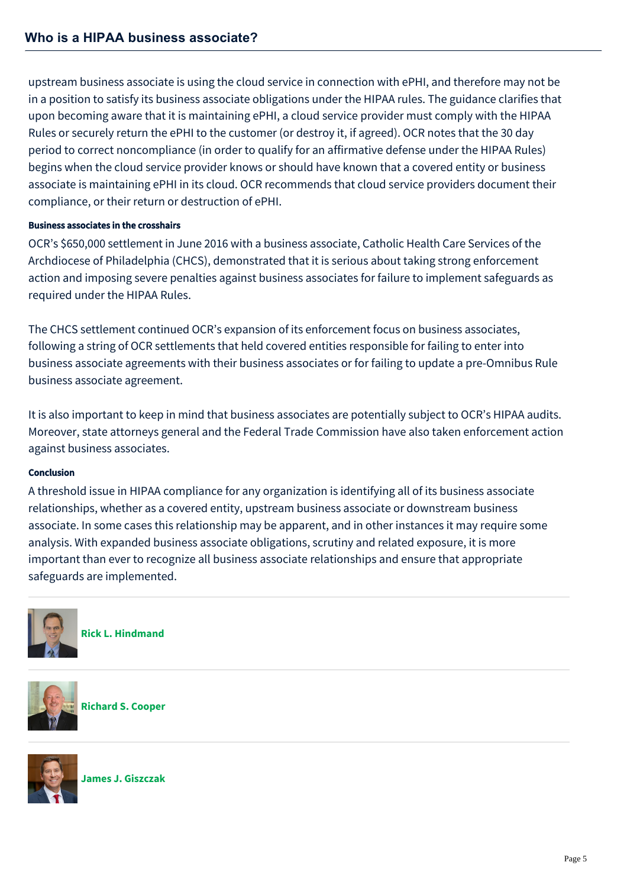upstream business associate is using the cloud service in connection with ePHI, and therefore may not be in a position to satisfy its business associate obligations under the HIPAA rules. The guidance clarifies that upon becoming aware that it is maintaining ePHI, a cloud service provider must comply with the HIPAA Rules or securely return the ePHI to the customer (or destroy it, if agreed). OCR notes that the 30 day period to correct noncompliance (in order to qualify for an affirmative defense under the HIPAA Rules) begins when the cloud service provider knows or should have known that a covered entity or business associate is maintaining ePHI in its cloud. OCR recommends that cloud service providers document their compliance, or their return or destruction of ePHI.

#### Business associates in the crosshairs

OCR's $650,000 settlement in June 2016 with a business associate, Catholic Health Care Services of the Archdiocese of Philadelphia (CHCS), demonstrated that it is serious about taking strong enforcement action and imposing severe penalties against business associates for failure to implement safeguards as required under the HIPAA Rules.

The CHCS settlement continued OCR's expansion of its enforcement focus on business associates, following a string of OCR settlements that held covered entities responsible for failing to enter into business associate agreements with their business associates or for failing to update a pre-Omnibus Rule business associate agreement.

It is also important to keep in mind that business associates are potentially subject to OCR's HIPAA audits. Moreover, state attorneys general and the Federal Trade Commission have also taken enforcement action against business associates.

#### Conclusion

A threshold issue in HIPAA compliance for any organization is identifying all of its business associate relationships, whether as a covered entity, upstream business associate or downstream business associate. In some cases this relationship may be apparent, and in other instances it may require some analysis. With expanded business associate obligations, scrutiny and related exposure, it is more important than ever to recognize all business associate relationships and ensure that appropriate safeguards are implemented.

---

**Rick L. Hindmand**

---

**Richard S. Cooper**

---

**James J. Giszczak**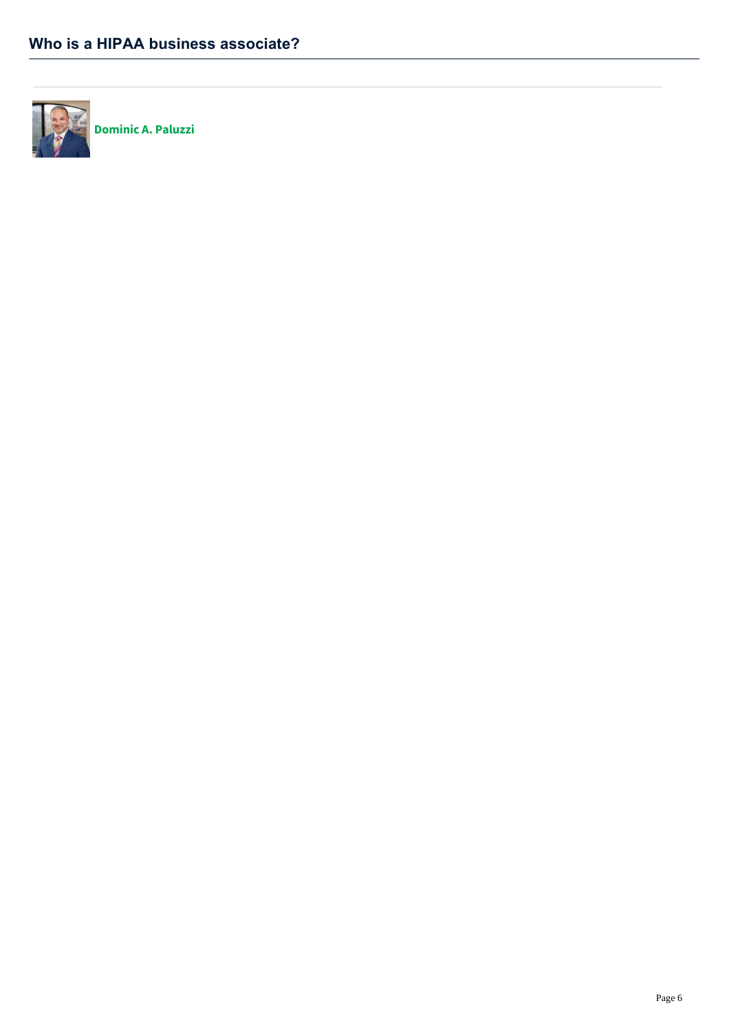**Dominic A. Paluzzi**